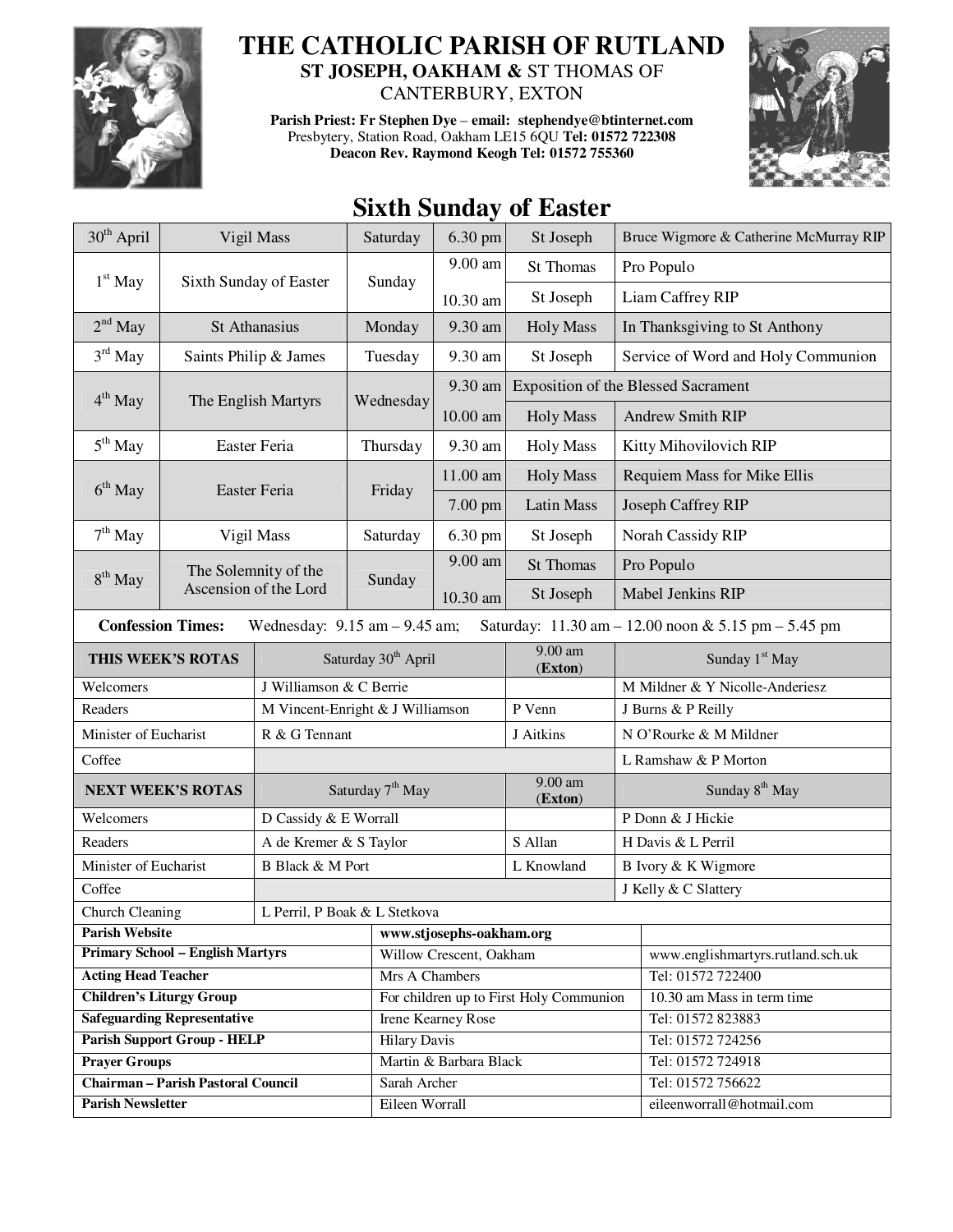# THE CATHOLIC PARISH OF RUTLAND

## ST JOSEPH, OAKHAM & ST THOMAS OF CANTERBURY, EXTON

**Parish Priest: Fr Stephen Dye – email: stephendye@btinternet.com**
Presbytery, Station Road, Oakham LE15 6QU **Tel: 01572 722308**
**Deacon Rev. Raymond Keogh Tel: 01572 755360**

## Sixth Sunday of Easter

| Date | Celebration | Day | Time | Place | Intention |
|---|---|---|---|---|---|
| 30th April | Vigil Mass | Saturday | 6.30 pm | St Joseph | Bruce Wigmore & Catherine McMurray RIP |
| 1st May | Sixth Sunday of Easter | Sunday | 9.00 am | St Thomas | Pro Populo |
| | | | 10.30 am | St Joseph | Liam Caffrey RIP |
| 2nd May | St Athanasius | Monday | 9.30 am | Holy Mass | In Thanksgiving to St Anthony |
| 3rd May | Saints Philip & James | Tuesday | 9.30 am | St Joseph | Service of Word and Holy Communion |
| 4th May | The English Martyrs | Wednesday | 9.30 am | Exposition of the Blessed Sacrament | |
| | | | 10.00 am | Holy Mass | Andrew Smith RIP |
| 5th May | Easter Feria | Thursday | 9.30 am | Holy Mass | Kitty Mihovilovich RIP |
| 6th May | Easter Feria | Friday | 11.00 am | Holy Mass | Requiem Mass for Mike Ellis |
| | | | 7.00 pm | Latin Mass | Joseph Caffrey RIP |
| 7th May | Vigil Mass | Saturday | 6.30 pm | St Joseph | Norah Cassidy RIP |
| 8th May | The Solemnity of the Ascension of the Lord | Sunday | 9.00 am | St Thomas | Pro Populo |
| | | | 10.30 am | St Joseph | Mabel Jenkins RIP |

**Confession Times:** Wednesday: 9.15 am – 9.45 am; Saturday: 11.30 am – 12.00 noon & 5.15 pm – 5.45 pm

| THIS WEEK'S ROTAS | Saturday 30th April | 9.00 am (Exton) | Sunday 1st May |
|---|---|---|---|
| Welcomers | J Williamson & C Berrie | | M Mildner & Y Nicolle-Anderiesz |
| Readers | M Vincent-Enright & J Williamson | P Venn | J Burns & P Reilly |
| Minister of Eucharist | R & G Tennant | J Aitkins | N O'Rourke & M Mildner |
| Coffee | | | L Ramshaw & P Morton |
| **NEXT WEEK'S ROTAS** | **Saturday 7th May** | **9.00 am (Exton)** | **Sunday 8th May** |
| Welcomers | D Cassidy & E Worrall | | P Donn & J Hickie |
| Readers | A de Kremer & S Taylor | S Allan | H Davis & L Perril |
| Minister of Eucharist | B Black & M Port | L Knowland | B Ivory & K Wigmore |
| Coffee | | | J Kelly & C Slattery |
| Church Cleaning | L Perril, P Boak & L Stetkova | | |

| | | |
|---|---|---|
| **Parish Website** | **www.stjosephs-oakham.org** | |
| **Primary School – English Martyrs** | Willow Crescent, Oakham | www.englishmartyrs.rutland.sch.uk |
| **Acting Head Teacher** | Mrs A Chambers | Tel: 01572 722400 |
| **Children's Liturgy Group** | For children up to First Holy Communion | 10.30 am Mass in term time |
| **Safeguarding Representative** | Irene Kearney Rose | Tel: 01572 823883 |
| **Parish Support Group - HELP** | Hilary Davis | Tel: 01572 724256 |
| **Prayer Groups** | Martin & Barbara Black | Tel: 01572 724918 |
| **Chairman – Parish Pastoral Council** | Sarah Archer | Tel: 01572 756622 |
| **Parish Newsletter** | Eileen Worrall | eileenworrall@hotmail.com |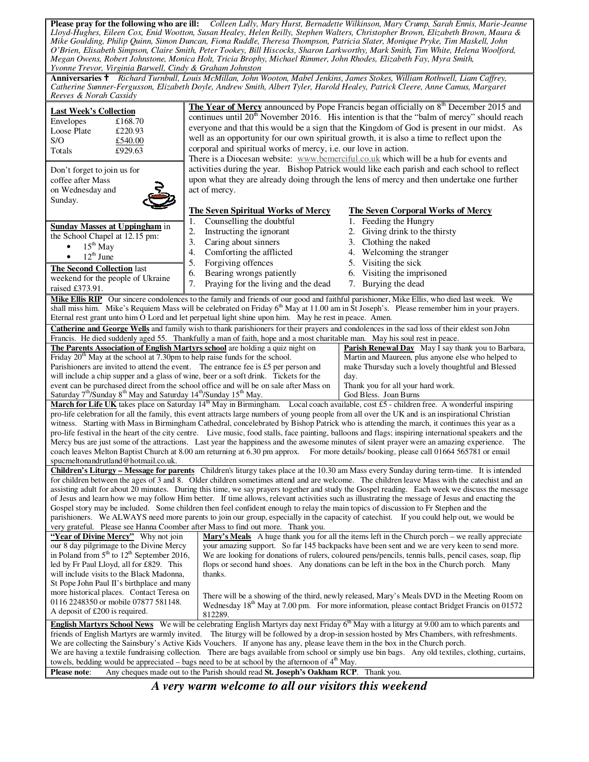**Please pray for the following who are ill:** *Colleen Lully, Mary Hurst, Bernadette Wilkinson, Mary Crump, Sarah Ennis, Marie-Jeanne Lloyd-Hughes, Eileen Cox, Enid Wootton, Susan Healey, Helen Reilly, Stephen Walters, Christopher Brown, Elizabeth Brown, Maura & Mike Goulding, Philip Quinn, Simon Duncan, Fiona Ruddle, Theresa Thompson, Patricia Slater, Monique Pryke, Tim Maskell, John O'Brien, Elisabeth Simpson, Claire Smith, Peter Tookey, Bill Hiscocks, Sharon Larkworthy, Mark Smith, Tim White, Helena Woolford, Megan Owens, Robert Johnstone, Monica Holt, Tricia Brophy, Michael Rimmer, John Rhodes, Elizabeth Fay, Myra Smith, Yvonne Trevor, Virginia Barwell, Cindy & Graham Johnston*

**Anniversaries ✝** *Richard Turnbull, Louis McMillan, John Wooton, Mabel Jenkins, James Stokes, William Rothwell, Liam Caffrey, Catherine Sumner-Fergusson, Elizabeth Doyle, Andrew Smith, Albert Tyler, Harold Healey, Patrick Cleere, Anne Camus, Margaret Reeves & Norah Cassidy*

**Last Week's Collection**

| | |
|---|---|
| Envelopes | £168.70 |
| Loose Plate | £220.93 |
| S/O | £540.00 |
| Totals | £929.63 |

Don't forget to join us for coffee after Mass on Wednesday and Sunday.

**Sunday Masses at Uppingham** in the School Chapel at 12.15 pm:
- 15th May
- 12th June

**The Second Collection** last weekend for the people of Ukraine raised £373.91.

**The Year of Mercy** announced by Pope Francis began officially on 8th December 2015 and continues until 20th November 2016. His intention is that the "balm of mercy" should reach everyone and that this would be a sign that the Kingdom of God is present in our midst. As well as an opportunity for our own spiritual growth, it is also a time to reflect upon the corporal and spiritual works of mercy, i.e. our love in action.
There is a Diocesan website: www.bemerciful.co.uk which will be a hub for events and activities during the year. Bishop Patrick would like each parish and each school to reflect upon what they are already doing through the lens of mercy and then undertake one further act of mercy.

**The Seven Spiritual Works of Mercy**
1. Counselling the doubtful
2. Instructing the ignorant
3. Caring about sinners
4. Comforting the afflicted
5. Forgiving offences
6. Bearing wrongs patiently
7. Praying for the living and the dead

**The Seven Corporal Works of Mercy**
1. Feeding the Hungry
2. Giving drink to the thirsty
3. Clothing the naked
4. Welcoming the stranger
5. Visiting the sick
6. Visiting the imprisoned
7. Burying the dead

**Mike Ellis RIP** Our sincere condolences to the family and friends of our good and faithful parishioner, Mike Ellis, who died last week. We shall miss him. Mike's Requiem Mass will be celebrated on Friday 6th May at 11.00 am in St Joseph's. Please remember him in your prayers. Eternal rest grant unto him O Lord and let perpetual light shine upon him. May he rest in peace. Amen.

**Catherine and George Wells** and family wish to thank parishioners for their prayers and condolences in the sad loss of their eldest son John Francis. He died suddenly aged 55. Thankfully a man of faith, hope and a most charitable man. May his soul rest in peace.

**The Parents Association of English Martyrs school** are holding a quiz night on Friday 20th May at the school at 7.30pm to help raise funds for the school. Parishioners are invited to attend the event. The entrance fee is £5 per person and will include a chip supper and a glass of wine, beer or a soft drink. Tickets for the event can be purchased direct from the school office and will be on sale after Mass on Saturday 7th/Sunday 8th May and Saturday 14th/Sunday 15th May.

**Parish Renewal Day** May I say thank you to Barbara, Martin and Maureen, plus anyone else who helped to make Thursday such a lovely thoughtful and Blessed day.
Thank you for all your hard work.
God Bless. Joan Burns

**March for Life UK** takes place on Saturday 14th May in Birmingham. Local coach available, cost £5 - children free. A wonderful inspiring pro-life celebration for all the family, this event attracts large numbers of young people from all over the UK and is an inspirational Christian witness. Starting with Mass in Birmingham Cathedral, concelebrated by Bishop Patrick who is attending the march, it continues this year as a pro-life festival in the heart of the city centre. Live music, food stalls, face painting, balloons and flags; inspiring international speakers and the Mercy bus are just some of the attractions. Last year the happiness and the awesome minutes of silent prayer were an amazing experience. The coach leaves Melton Baptist Church at 8.00 am returning at 6.30 pm approx. For more details/ booking, please call 01664 565781 or email spucmeltonandrutland@hotmail.co.uk.

**Children's Liturgy – Message for parents** Children's liturgy takes place at the 10.30 am Mass every Sunday during term-time. It is intended for children between the ages of 3 and 8. Older children sometimes attend and are welcome. The children leave Mass with the catechist and an assisting adult for about 20 minutes. During this time, we say prayers together and study the Gospel reading. Each week we discuss the message of Jesus and learn how we may follow Him better. If time allows, relevant activities such as illustrating the message of Jesus and enacting the Gospel story may be included. Some children then feel confident enough to relay the main topics of discussion to Fr Stephen and the parishioners. We ALWAYS need more parents to join our group, especially in the capacity of catechist. If you could help out, we would be very grateful. Please see Hanna Coomber after Mass to find out more. Thank you.

**"Year of Divine Mercy"** Why not join our 8 day pilgrimage to the Divine Mercy in Poland from 5th to 12th September 2016, led by Fr Paul Lloyd, all for £829. This will include visits to the Black Madonna, St Pope John Paul II's birthplace and many more historical places. Contact Teresa on 0116 2248350 or mobile 07877 581148. A deposit of £200 is required.

**Mary's Meals** A huge thank you for all the items left in the Church porch – we really appreciate your amazing support. So far 145 backpacks have been sent and we are very keen to send more. We are looking for donations of rulers, coloured pens/pencils, tennis balls, pencil cases, soap, flip flops or second hand shoes. Any donations can be left in the box in the Church porch. Many thanks.

There will be a showing of the third, newly released, Mary's Meals DVD in the Meeting Room on Wednesday 18th May at 7.00 pm. For more information, please contact Bridget Francis on 01572 812289.

**English Martyrs School News** We will be celebrating English Martyrs day next Friday 6th May with a liturgy at 9.00 am to which parents and friends of English Martyrs are warmly invited. The liturgy will be followed by a drop-in session hosted by Mrs Chambers, with refreshments. We are collecting the Sainsbury's Active Kids Vouchers. If anyone has any, please leave them in the box in the Church porch.
We are having a textile fundraising collection. There are bags available from school or simply use bin bags. Any old textiles, clothing, curtains, towels, bedding would be appreciated – bags need to be at school by the afternoon of 4th May.

**Please note**: Any cheques made out to the Parish should read **St. Joseph's Oakham RCP**. Thank you.

***A very warm welcome to all our visitors this weekend***